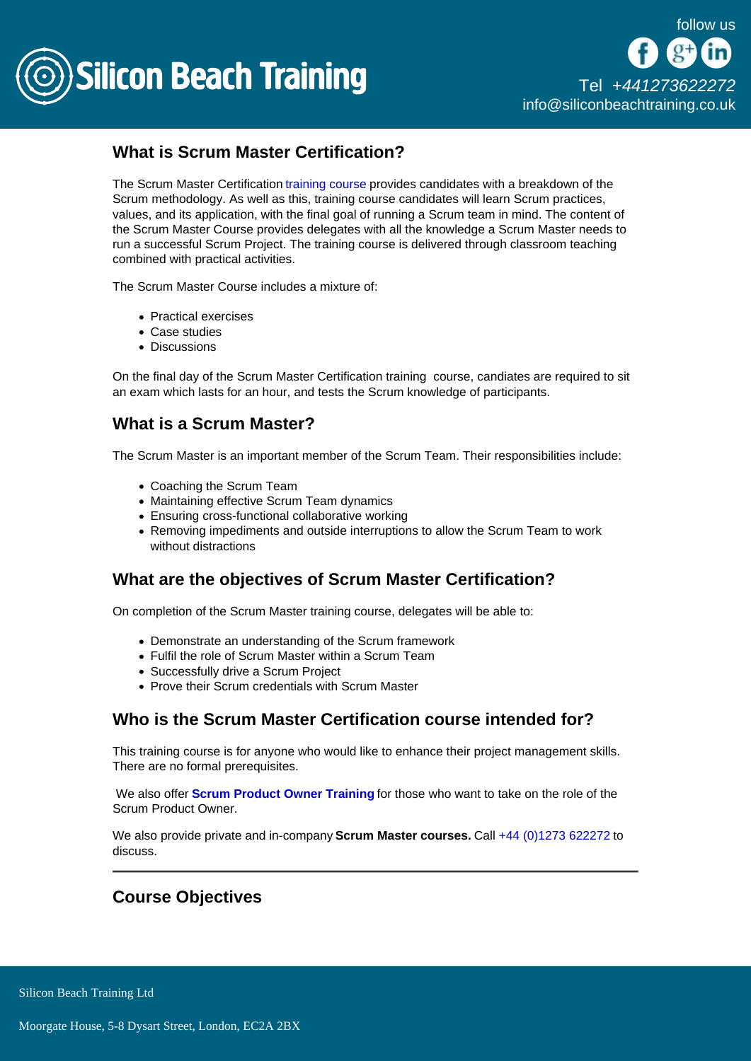## What is Scrum Master Certification?

The Scrum Master Certification training course provides candidates with a breakdown of the Scrum methodology. As well as this, training course candidates will learn Scrum practices, values, and its application, with the final goal of running a Scrum team in mind. The content of the Scrum Master Course provides delegates with all the knowledge a Scrum Master needs to run a successful Scrum Project. The training course is delivered through classroom teaching combined with practical activities.

The Scrum Master Course includes a mixture of:

- Practical exercises
- Case studies
- Discussions

On the final day of the Scrum Master Certification training course, candiates are required to sit an exam which lasts for an hour, and tests the Scrum knowledge of participants.

## What is a Scrum Master?

The Scrum Master is an important member of the Scrum Team. Their responsibilities include:

- Coaching the Scrum Team
- Maintaining effective Scrum Team dynamics
- Ensuring cross-functional collaborative working
- Removing impediments and outside interruptions to allow the Scrum Team to work without distractions

## What are the objectives of Scrum Master Certification?

On completion of the Scrum Master training course, delegates will be able to:

- Demonstrate an understanding of the Scrum framework
- Fulfil the role of Scrum Master within a Scrum Team
- Successfully drive a Scrum Project
- Prove their Scrum credentials with Scrum Master

## Who is the Scrum Master Certification course intended for?

This training course is for anyone who would like to enhance their project management skills. There are no formal prerequisites.

We also offer **Scrum Product Owner Training** for those who want to take on the role of the Scrum Product Owner.

We also provide private and in-company **Scrum Master courses.** Call +44 (0)1273 622272 to discuss.

---

## Course Objectives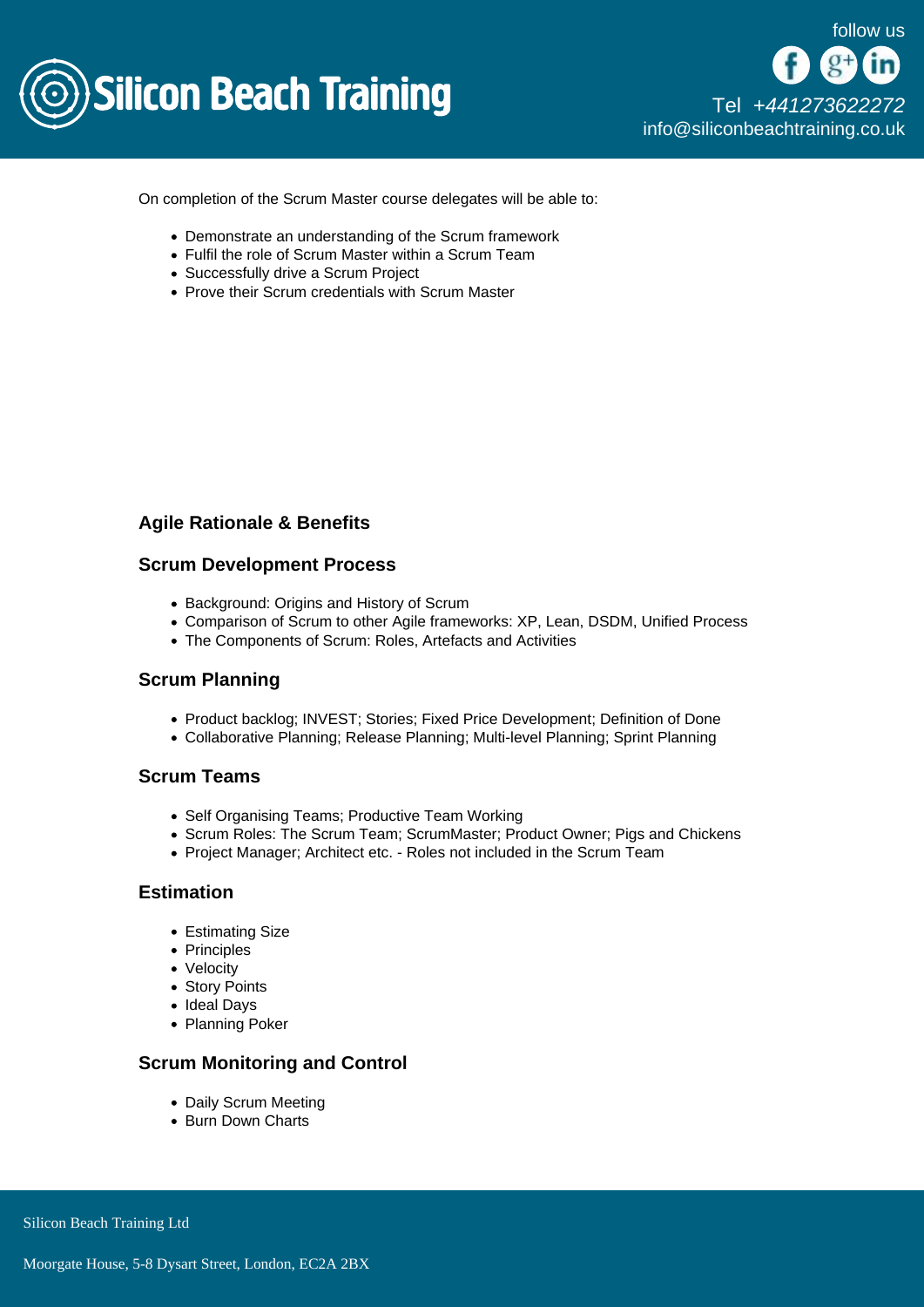On completion of the Scrum Master course delegates will be able to:

- Demonstrate an understanding of the Scrum framework
- Fulfil the role of Scrum Master within a Scrum Team
- Successfully drive a Scrum Project
- Prove their Scrum credentials with Scrum Master

### Agile Rationale & Benefits

### Scrum Development Process

- Background: Origins and History of Scrum
- Comparison of Scrum to other Agile frameworks: XP, Lean, DSDM, Unified Process
- The Components of Scrum: Roles, Artefacts and Activities

### Scrum Planning

- Product backlog; INVEST; Stories; Fixed Price Development; Definition of Done
- Collaborative Planning; Release Planning; Multi-level Planning; Sprint Planning

### Scrum Teams

- Self Organising Teams; Productive Team Working
- Scrum Roles: The Scrum Team; ScrumMaster; Product Owner; Pigs and Chickens
- Project Manager; Architect etc. - Roles not included in the Scrum Team

### Estimation

- Estimating Size
- Principles
- Velocity
- Story Points
- Ideal Days
- Planning Poker

### Scrum Monitoring and Control

- Daily Scrum Meeting
- Burn Down Charts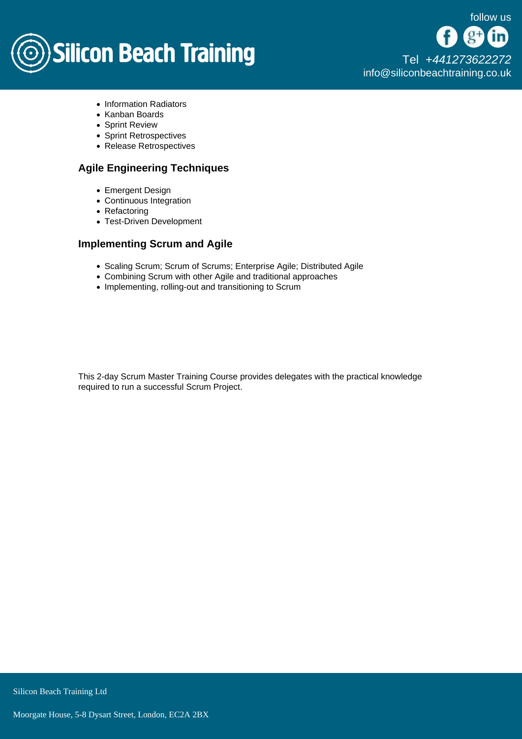- Information Radiators
- Kanban Boards
- Sprint Review
- Sprint Retrospectives
- Release Retrospectives

### Agile Engineering Techniques

- Emergent Design
- Continuous Integration
- Refactoring
- Test-Driven Development

### Implementing Scrum and Agile

- Scaling Scrum; Scrum of Scrums; Enterprise Agile; Distributed Agile
- Combining Scrum with other Agile and traditional approaches
- Implementing, rolling-out and transitioning to Scrum

This 2-day Scrum Master Training Course provides delegates with the practical knowledge required to run a successful Scrum Project.